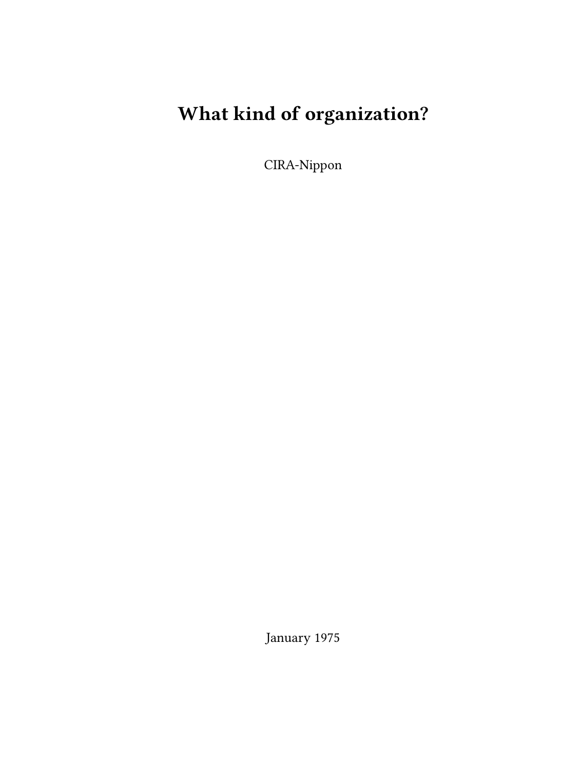# What kind of organization?

CIRA-Nippon

January 1975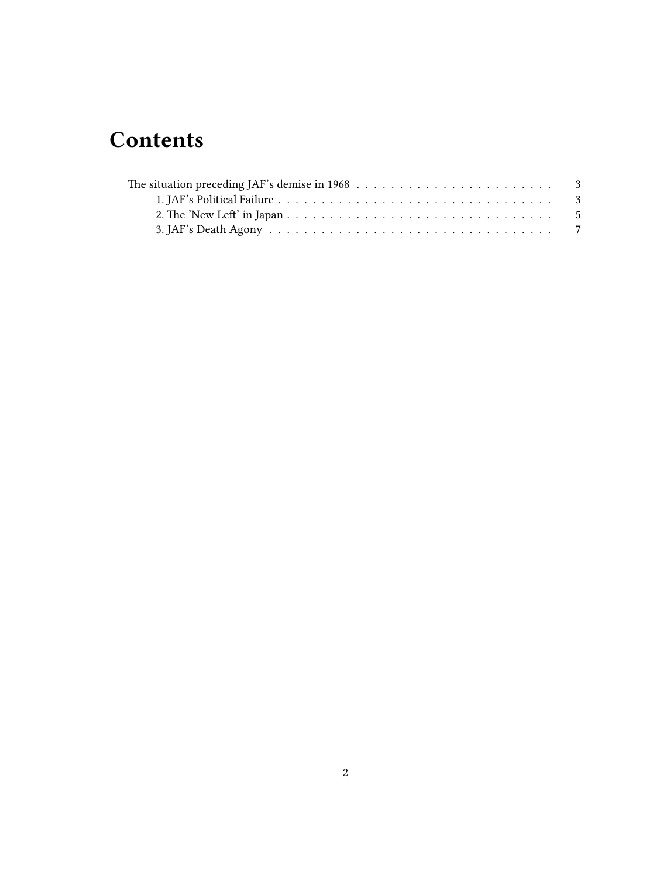# Contents

- The situation preceding JAF's demise in 1968 . . . . . . . . . . 3
  - 1. JAF's Political Failure . . . . . . . . . . 3
  - 2. The 'New Left' in Japan . . . . . . . . . . 5
  - 3. JAF's Death Agony . . . . . . . . . . 7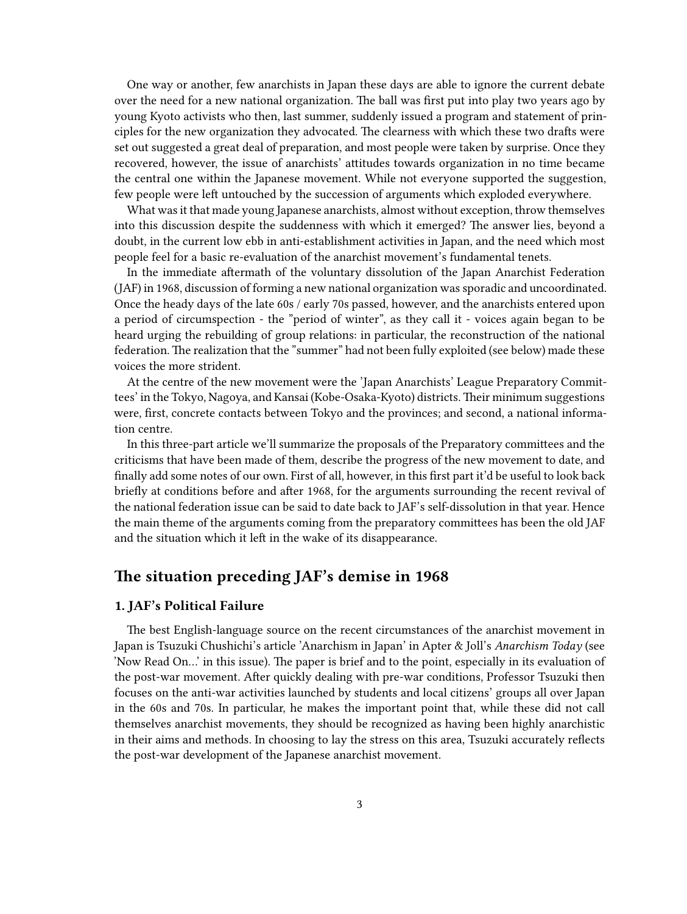One way or another, few anarchists in Japan these days are able to ignore the current debate over the need for a new national organization. The ball was first put into play two years ago by young Kyoto activists who then, last summer, suddenly issued a program and statement of principles for the new organization they advocated. The clearness with which these two drafts were set out suggested a great deal of preparation, and most people were taken by surprise. Once they recovered, however, the issue of anarchists' attitudes towards organization in no time became the central one within the Japanese movement. While not everyone supported the suggestion, few people were left untouched by the succession of arguments which exploded everywhere.

What was it that made young Japanese anarchists, almost without exception, throw themselves into this discussion despite the suddenness with which it emerged? The answer lies, beyond a doubt, in the current low ebb in anti-establishment activities in Japan, and the need which most people feel for a basic re-evaluation of the anarchist movement's fundamental tenets.

In the immediate aftermath of the voluntary dissolution of the Japan Anarchist Federation (JAF) in 1968, discussion of forming a new national organization was sporadic and uncoordinated. Once the heady days of the late 60s / early 70s passed, however, and the anarchists entered upon a period of circumspection - the "period of winter", as they call it - voices again began to be heard urging the rebuilding of group relations: in particular, the reconstruction of the national federation. The realization that the "summer" had not been fully exploited (see below) made these voices the more strident.

At the centre of the new movement were the 'Japan Anarchists' League Preparatory Committees' in the Tokyo, Nagoya, and Kansai (Kobe-Osaka-Kyoto) districts. Their minimum suggestions were, first, concrete contacts between Tokyo and the provinces; and second, a national information centre.

In this three-part article we'll summarize the proposals of the Preparatory committees and the criticisms that have been made of them, describe the progress of the new movement to date, and finally add some notes of our own. First of all, however, in this first part it'd be useful to look back briefly at conditions before and after 1968, for the arguments surrounding the recent revival of the national federation issue can be said to date back to JAF's self-dissolution in that year. Hence the main theme of the arguments coming from the preparatory committees has been the old JAF and the situation which it left in the wake of its disappearance.

## The situation preceding JAF's demise in 1968

### 1. JAF's Political Failure

The best English-language source on the recent circumstances of the anarchist movement in Japan is Tsuzuki Chushichi's article 'Anarchism in Japan' in Apter & Joll's *Anarchism Today* (see 'Now Read On...' in this issue). The paper is brief and to the point, especially in its evaluation of the post-war movement. After quickly dealing with pre-war conditions, Professor Tsuzuki then focuses on the anti-war activities launched by students and local citizens' groups all over Japan in the 60s and 70s. In particular, he makes the important point that, while these did not call themselves anarchist movements, they should be recognized as having been highly anarchistic in their aims and methods. In choosing to lay the stress on this area, Tsuzuki accurately reflects the post-war development of the Japanese anarchist movement.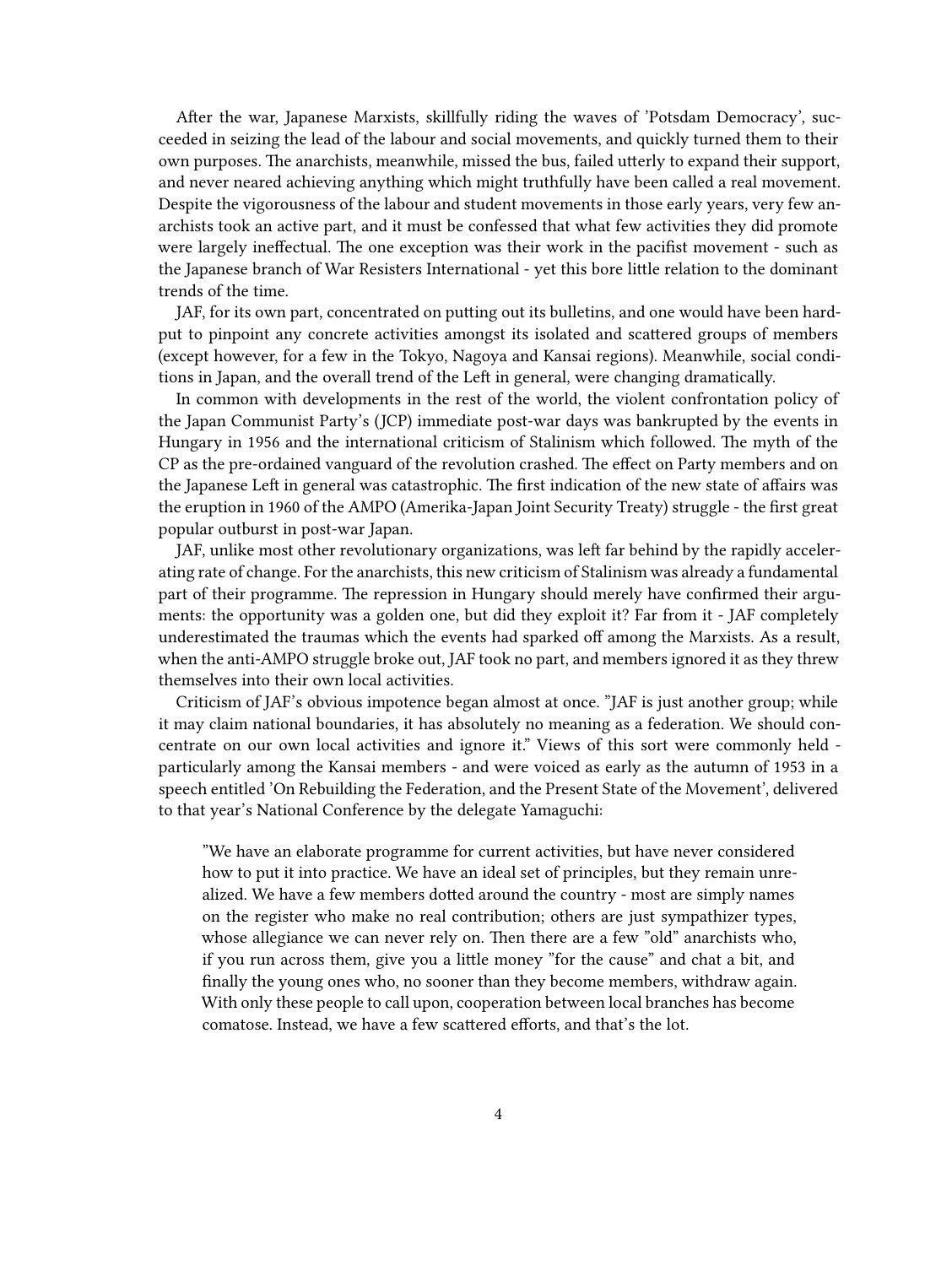After the war, Japanese Marxists, skillfully riding the waves of 'Potsdam Democracy', succeeded in seizing the lead of the labour and social movements, and quickly turned them to their own purposes. The anarchists, meanwhile, missed the bus, failed utterly to expand their support, and never neared achieving anything which might truthfully have been called a real movement. Despite the vigorousness of the labour and student movements in those early years, very few anarchists took an active part, and it must be confessed that what few activities they did promote were largely ineffectual. The one exception was their work in the pacifist movement - such as the Japanese branch of War Resisters International - yet this bore little relation to the dominant trends of the time.

JAF, for its own part, concentrated on putting out its bulletins, and one would have been hard-put to pinpoint any concrete activities amongst its isolated and scattered groups of members (except however, for a few in the Tokyo, Nagoya and Kansai regions). Meanwhile, social conditions in Japan, and the overall trend of the Left in general, were changing dramatically.

In common with developments in the rest of the world, the violent confrontation policy of the Japan Communist Party's (JCP) immediate post-war days was bankrupted by the events in Hungary in 1956 and the international criticism of Stalinism which followed. The myth of the CP as the pre-ordained vanguard of the revolution crashed. The effect on Party members and on the Japanese Left in general was catastrophic. The first indication of the new state of affairs was the eruption in 1960 of the AMPO (Amerika-Japan Joint Security Treaty) struggle - the first great popular outburst in post-war Japan.

JAF, unlike most other revolutionary organizations, was left far behind by the rapidly accelerating rate of change. For the anarchists, this new criticism of Stalinism was already a fundamental part of their programme. The repression in Hungary should merely have confirmed their arguments: the opportunity was a golden one, but did they exploit it? Far from it - JAF completely underestimated the traumas which the events had sparked off among the Marxists. As a result, when the anti-AMPO struggle broke out, JAF took no part, and members ignored it as they threw themselves into their own local activities.

Criticism of JAF's obvious impotence began almost at once. "JAF is just another group; while it may claim national boundaries, it has absolutely no meaning as a federation. We should concentrate on our own local activities and ignore it." Views of this sort were commonly held - particularly among the Kansai members - and were voiced as early as the autumn of 1953 in a speech entitled 'On Rebuilding the Federation, and the Present State of the Movement', delivered to that year's National Conference by the delegate Yamaguchi:

> "We have an elaborate programme for current activities, but have never considered how to put it into practice. We have an ideal set of principles, but they remain unrealized. We have a few members dotted around the country - most are simply names on the register who make no real contribution; others are just sympathizer types, whose allegiance we can never rely on. Then there are a few "old" anarchists who, if you run across them, give you a little money "for the cause" and chat a bit, and finally the young ones who, no sooner than they become members, withdraw again. With only these people to call upon, cooperation between local branches has become comatose. Instead, we have a few scattered efforts, and that's the lot.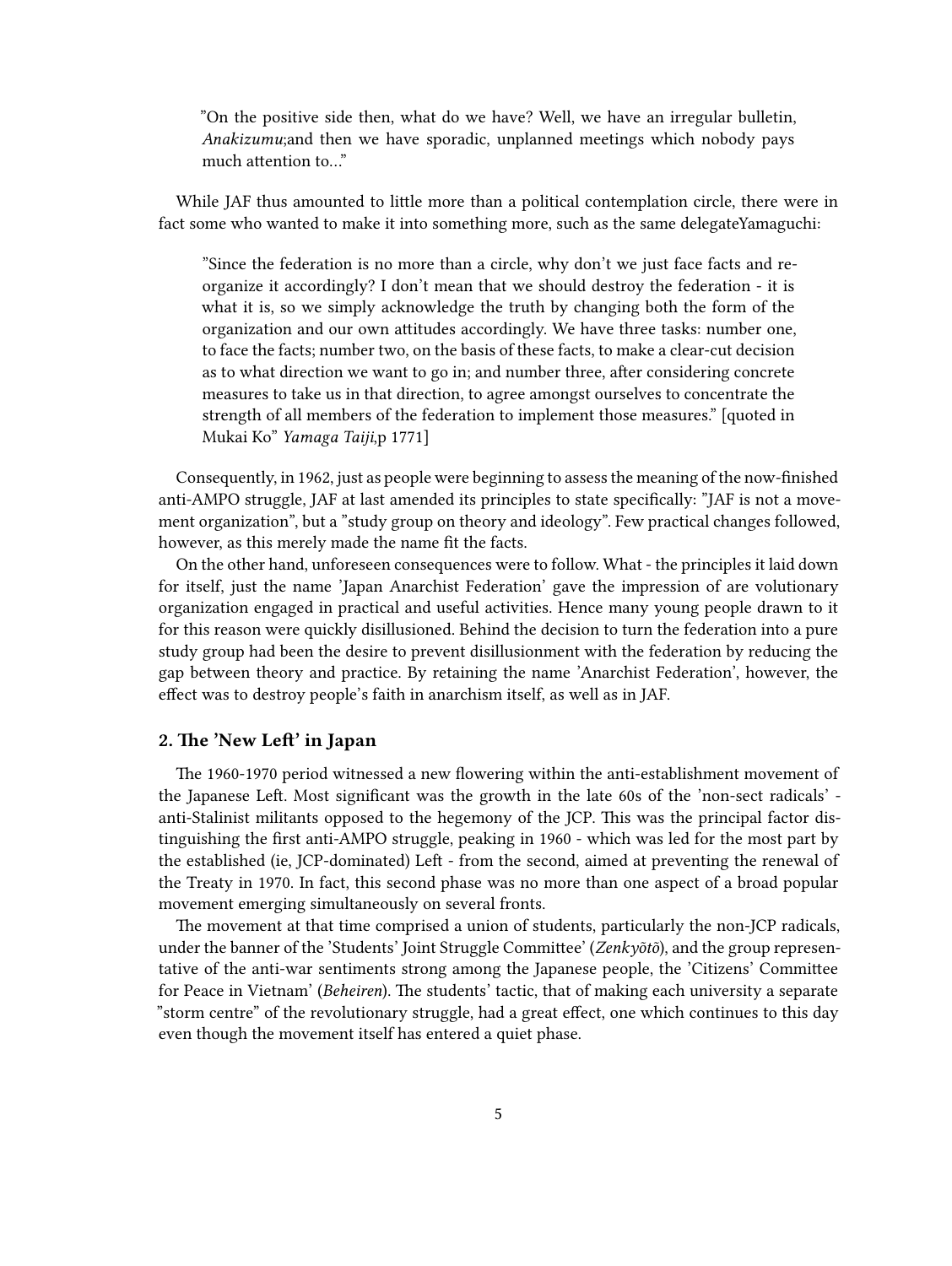> "On the positive side then, what do we have? Well, we have an irregular bulletin, *Anakizumu*;and then we have sporadic, unplanned meetings which nobody pays much attention to..."

While JAF thus amounted to little more than a political contemplation circle, there were in fact some who wanted to make it into something more, such as the same delegateYamaguchi:

> "Since the federation is no more than a circle, why don't we just face facts and re-organize it accordingly? I don't mean that we should destroy the federation - it is what it is, so we simply acknowledge the truth by changing both the form of the organization and our own attitudes accordingly. We have three tasks: number one, to face the facts; number two, on the basis of these facts, to make a clear-cut decision as to what direction we want to go in; and number three, after considering concrete measures to take us in that direction, to agree amongst ourselves to concentrate the strength of all members of the federation to implement those measures." [quoted in Mukai Ko" *Yamaga Taiji*,p 1771]

Consequently, in 1962, just as people were beginning to assess the meaning of the now-finished anti-AMPO struggle, JAF at last amended its principles to state specifically: "JAF is not a movement organization", but a "study group on theory and ideology". Few practical changes followed, however, as this merely made the name fit the facts.

On the other hand, unforeseen consequences were to follow. What - the principles it laid down for itself, just the name 'Japan Anarchist Federation' gave the impression of are volutionary organization engaged in practical and useful activities. Hence many young people drawn to it for this reason were quickly disillusioned. Behind the decision to turn the federation into a pure study group had been the desire to prevent disillusionment with the federation by reducing the gap between theory and practice. By retaining the name 'Anarchist Federation', however, the effect was to destroy people's faith in anarchism itself, as well as in JAF.

### 2. The 'New Left' in Japan

The 1960-1970 period witnessed a new flowering within the anti-establishment movement of the Japanese Left. Most significant was the growth in the late 60s of the 'non-sect radicals' - anti-Stalinist militants opposed to the hegemony of the JCP. This was the principal factor distinguishing the first anti-AMPO struggle, peaking in 1960 - which was led for the most part by the established (ie, JCP-dominated) Left - from the second, aimed at preventing the renewal of the Treaty in 1970. In fact, this second phase was no more than one aspect of a broad popular movement emerging simultaneously on several fronts.

The movement at that time comprised a union of students, particularly the non-JCP radicals, under the banner of the 'Students' Joint Struggle Committee' (*Zenkyõtõ*), and the group representative of the anti-war sentiments strong among the Japanese people, the 'Citizens' Committee for Peace in Vietnam' (*Beheiren*). The students' tactic, that of making each university a separate "storm centre" of the revolutionary struggle, had a great effect, one which continues to this day even though the movement itself has entered a quiet phase.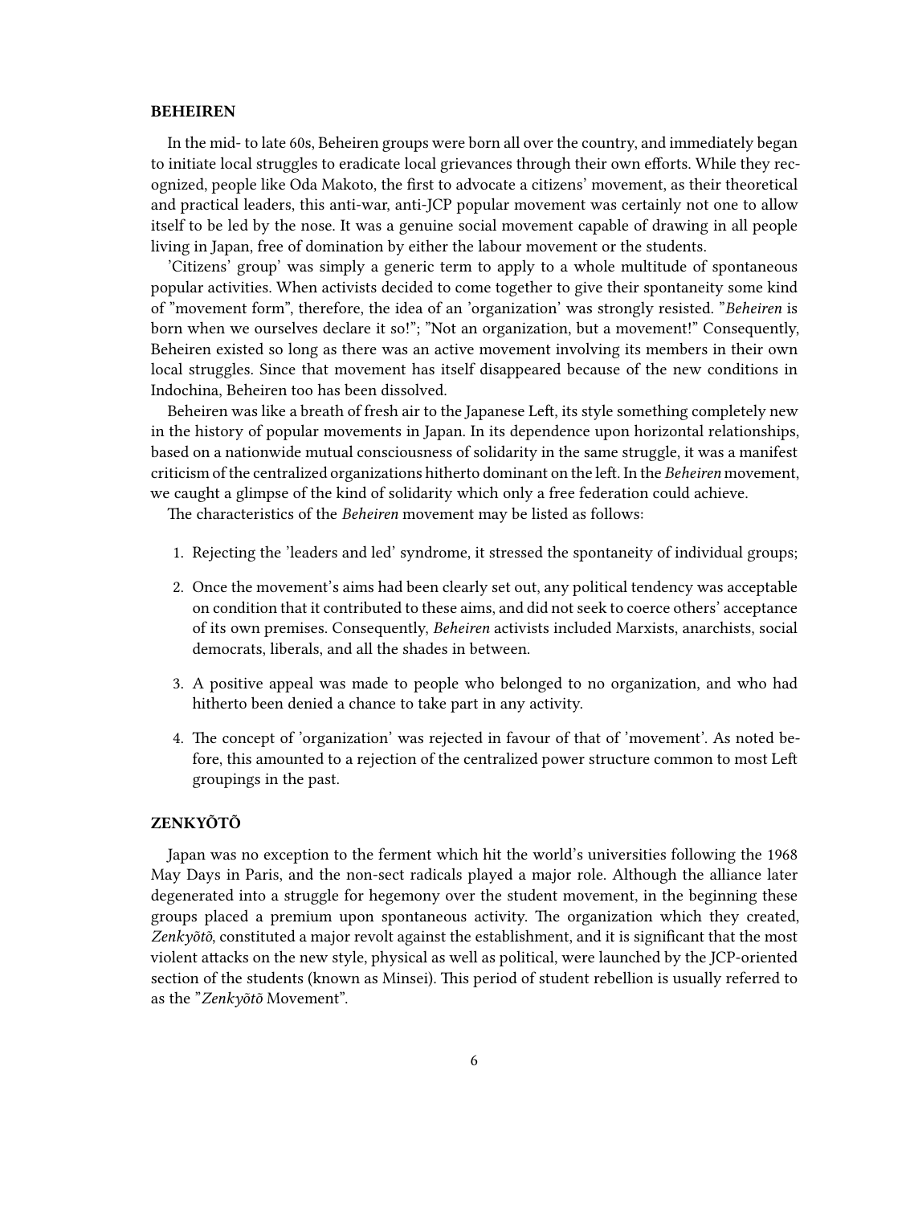### BEHEIREN

In the mid- to late 60s, Beheiren groups were born all over the country, and immediately began to initiate local struggles to eradicate local grievances through their own efforts. While they recognized, people like Oda Makoto, the first to advocate a citizens' movement, as their theoretical and practical leaders, this anti-war, anti-JCP popular movement was certainly not one to allow itself to be led by the nose. It was a genuine social movement capable of drawing in all people living in Japan, free of domination by either the labour movement or the students.

'Citizens' group' was simply a generic term to apply to a whole multitude of spontaneous popular activities. When activists decided to come together to give their spontaneity some kind of "movement form", therefore, the idea of an 'organization' was strongly resisted. "*Beheiren* is born when we ourselves declare it so!"; "Not an organization, but a movement!" Consequently, Beheiren existed so long as there was an active movement involving its members in their own local struggles. Since that movement has itself disappeared because of the new conditions in Indochina, Beheiren too has been dissolved.

Beheiren was like a breath of fresh air to the Japanese Left, its style something completely new in the history of popular movements in Japan. In its dependence upon horizontal relationships, based on a nationwide mutual consciousness of solidarity in the same struggle, it was a manifest criticism of the centralized organizations hitherto dominant on the left. In the *Beheiren* movement, we caught a glimpse of the kind of solidarity which only a free federation could achieve.

The characteristics of the *Beheiren* movement may be listed as follows:

1. Rejecting the 'leaders and led' syndrome, it stressed the spontaneity of individual groups;
2. Once the movement's aims had been clearly set out, any political tendency was acceptable on condition that it contributed to these aims, and did not seek to coerce others' acceptance of its own premises. Consequently, *Beheiren* activists included Marxists, anarchists, social democrats, liberals, and all the shades in between.
3. A positive appeal was made to people who belonged to no organization, and who had hitherto been denied a chance to take part in any activity.
4. The concept of 'organization' was rejected in favour of that of 'movement'. As noted before, this amounted to a rejection of the centralized power structure common to most Left groupings in the past.

### ZENKYÕTÕ

Japan was no exception to the ferment which hit the world's universities following the 1968 May Days in Paris, and the non-sect radicals played a major role. Although the alliance later degenerated into a struggle for hegemony over the student movement, in the beginning these groups placed a premium upon spontaneous activity. The organization which they created, *Zenkyõtõ*, constituted a major revolt against the establishment, and it is significant that the most violent attacks on the new style, physical as well as political, were launched by the JCP-oriented section of the students (known as Minsei). This period of student rebellion is usually referred to as the "*Zenkyõtõ* Movement".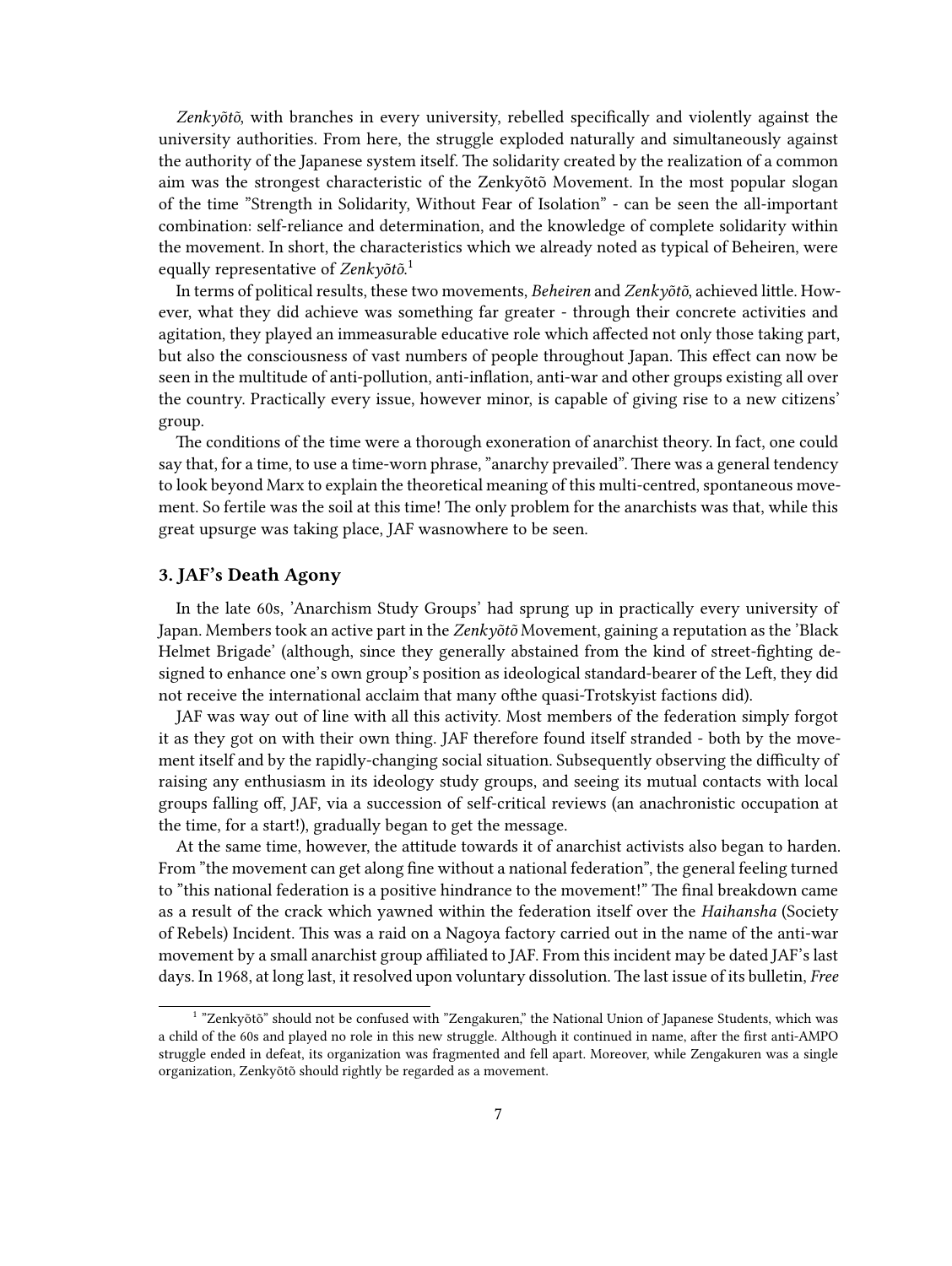*Zenkyõtõ*, with branches in every university, rebelled specifically and violently against the university authorities. From here, the struggle exploded naturally and simultaneously against the authority of the Japanese system itself. The solidarity created by the realization of a common aim was the strongest characteristic of the Zenkyõtõ Movement. In the most popular slogan of the time "Strength in Solidarity, Without Fear of Isolation" - can be seen the all-important combination: self-reliance and determination, and the knowledge of complete solidarity within the movement. In short, the characteristics which we already noted as typical of Beheiren, were equally representative of *Zenkyõtõ*.[1]

In terms of political results, these two movements, *Beheiren* and *Zenkyõtõ*, achieved little. However, what they did achieve was something far greater - through their concrete activities and agitation, they played an immeasurable educative role which affected not only those taking part, but also the consciousness of vast numbers of people throughout Japan. This effect can now be seen in the multitude of anti-pollution, anti-inflation, anti-war and other groups existing all over the country. Practically every issue, however minor, is capable of giving rise to a new citizens' group.

The conditions of the time were a thorough exoneration of anarchist theory. In fact, one could say that, for a time, to use a time-worn phrase, "anarchy prevailed". There was a general tendency to look beyond Marx to explain the theoretical meaning of this multi-centred, spontaneous movement. So fertile was the soil at this time! The only problem for the anarchists was that, while this great upsurge was taking place, JAF wasnowhere to be seen.

### 3. JAF's Death Agony

In the late 60s, 'Anarchism Study Groups' had sprung up in practically every university of Japan. Members took an active part in the *Zenkyõtõ* Movement, gaining a reputation as the 'Black Helmet Brigade' (although, since they generally abstained from the kind of street-fighting designed to enhance one's own group's position as ideological standard-bearer of the Left, they did not receive the international acclaim that many ofthe quasi-Trotskyist factions did).

JAF was way out of line with all this activity. Most members of the federation simply forgot it as they got on with their own thing. JAF therefore found itself stranded - both by the movement itself and by the rapidly-changing social situation. Subsequently observing the difficulty of raising any enthusiasm in its ideology study groups, and seeing its mutual contacts with local groups falling off, JAF, via a succession of self-critical reviews (an anachronistic occupation at the time, for a start!), gradually began to get the message.

At the same time, however, the attitude towards it of anarchist activists also began to harden. From "the movement can get along fine without a national federation", the general feeling turned to "this national federation is a positive hindrance to the movement!" The final breakdown came as a result of the crack which yawned within the federation itself over the *Haihansha* (Society of Rebels) Incident. This was a raid on a Nagoya factory carried out in the name of the anti-war movement by a small anarchist group affiliated to JAF. From this incident may be dated JAF's last days. In 1968, at long last, it resolved upon voluntary dissolution. The last issue of its bulletin, *Free*

---

[1] "Zenkyõtõ" should not be confused with "Zengakuren," the National Union of Japanese Students, which was a child of the 60s and played no role in this new struggle. Although it continued in name, after the first anti-AMPO struggle ended in defeat, its organization was fragmented and fell apart. Moreover, while Zengakuren was a single organization, Zenkyõtõ should rightly be regarded as a movement.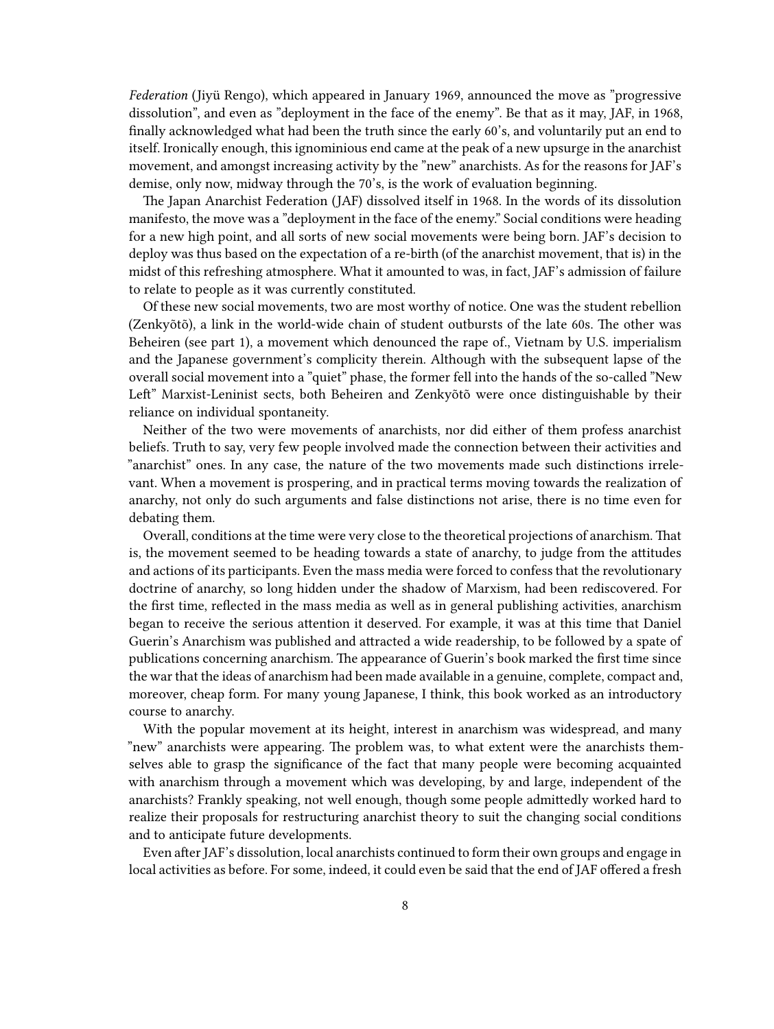*Federation* (Jiyü Rengo), which appeared in January 1969, announced the move as "progressive dissolution", and even as "deployment in the face of the enemy". Be that as it may, JAF, in 1968, finally acknowledged what had been the truth since the early 60's, and voluntarily put an end to itself. Ironically enough, this ignominious end came at the peak of a new upsurge in the anarchist movement, and amongst increasing activity by the "new" anarchists. As for the reasons for JAF's demise, only now, midway through the 70's, is the work of evaluation beginning.

The Japan Anarchist Federation (JAF) dissolved itself in 1968. In the words of its dissolution manifesto, the move was a "deployment in the face of the enemy." Social conditions were heading for a new high point, and all sorts of new social movements were being born. JAF's decision to deploy was thus based on the expectation of a re-birth (of the anarchist movement, that is) in the midst of this refreshing atmosphere. What it amounted to was, in fact, JAF's admission of failure to relate to people as it was currently constituted.

Of these new social movements, two are most worthy of notice. One was the student rebellion (Zenkyõtõ), a link in the world-wide chain of student outbursts of the late 60s. The other was Beheiren (see part 1), a movement which denounced the rape of., Vietnam by U.S. imperialism and the Japanese government's complicity therein. Although with the subsequent lapse of the overall social movement into a "quiet" phase, the former fell into the hands of the so-called "New Left" Marxist-Leninist sects, both Beheiren and Zenkyõtõ were once distinguishable by their reliance on individual spontaneity.

Neither of the two were movements of anarchists, nor did either of them profess anarchist beliefs. Truth to say, very few people involved made the connection between their activities and "anarchist" ones. In any case, the nature of the two movements made such distinctions irrelevant. When a movement is prospering, and in practical terms moving towards the realization of anarchy, not only do such arguments and false distinctions not arise, there is no time even for debating them.

Overall, conditions at the time were very close to the theoretical projections of anarchism. That is, the movement seemed to be heading towards a state of anarchy, to judge from the attitudes and actions of its participants. Even the mass media were forced to confess that the revolutionary doctrine of anarchy, so long hidden under the shadow of Marxism, had been rediscovered. For the first time, reflected in the mass media as well as in general publishing activities, anarchism began to receive the serious attention it deserved. For example, it was at this time that Daniel Guerin's Anarchism was published and attracted a wide readership, to be followed by a spate of publications concerning anarchism. The appearance of Guerin's book marked the first time since the war that the ideas of anarchism had been made available in a genuine, complete, compact and, moreover, cheap form. For many young Japanese, I think, this book worked as an introductory course to anarchy.

With the popular movement at its height, interest in anarchism was widespread, and many "new" anarchists were appearing. The problem was, to what extent were the anarchists themselves able to grasp the significance of the fact that many people were becoming acquainted with anarchism through a movement which was developing, by and large, independent of the anarchists? Frankly speaking, not well enough, though some people admittedly worked hard to realize their proposals for restructuring anarchist theory to suit the changing social conditions and to anticipate future developments.

Even after JAF's dissolution, local anarchists continued to form their own groups and engage in local activities as before. For some, indeed, it could even be said that the end of JAF offered a fresh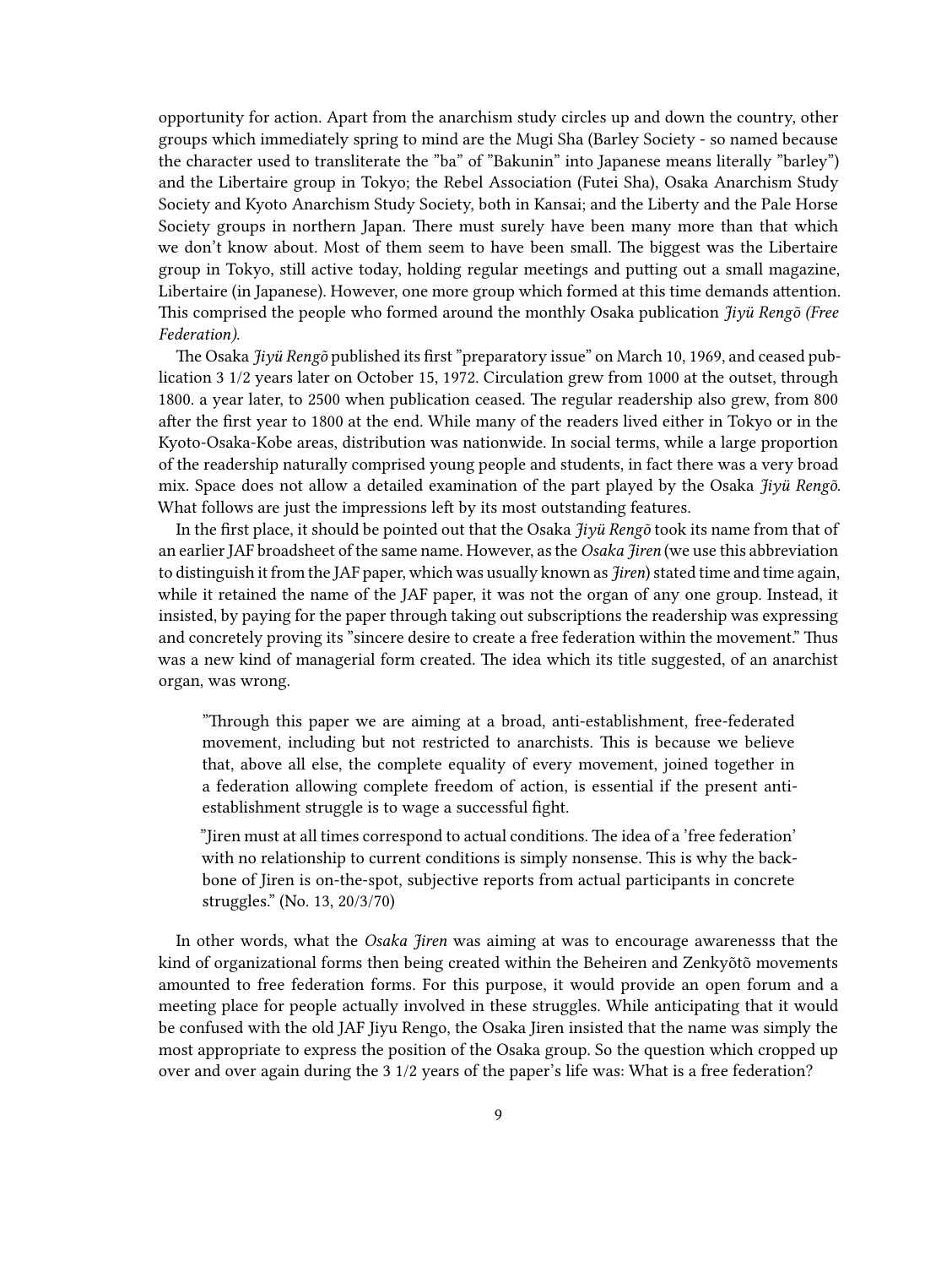opportunity for action. Apart from the anarchism study circles up and down the country, other groups which immediately spring to mind are the Mugi Sha (Barley Society - so named because the character used to transliterate the "ba" of "Bakunin" into Japanese means literally "barley") and the Libertaire group in Tokyo; the Rebel Association (Futei Sha), Osaka Anarchism Study Society and Kyoto Anarchism Study Society, both in Kansai; and the Liberty and the Pale Horse Society groups in northern Japan. There must surely have been many more than that which we don't know about. Most of them seem to have been small. The biggest was the Libertaire group in Tokyo, still active today, holding regular meetings and putting out a small magazine, Libertaire (in Japanese). However, one more group which formed at this time demands attention. This comprised the people who formed around the monthly Osaka publication *Jiyü Rengõ (Free Federation)*.

The Osaka *Jiyü Rengõ* published its first "preparatory issue" on March 10, 1969, and ceased publication 3 1/2 years later on October 15, 1972. Circulation grew from 1000 at the outset, through 1800. a year later, to 2500 when publication ceased. The regular readership also grew, from 800 after the first year to 1800 at the end. While many of the readers lived either in Tokyo or in the Kyoto-Osaka-Kobe areas, distribution was nationwide. In social terms, while a large proportion of the readership naturally comprised young people and students, in fact there was a very broad mix. Space does not allow a detailed examination of the part played by the Osaka *Jiyü Rengõ*. What follows are just the impressions left by its most outstanding features.

In the first place, it should be pointed out that the Osaka *Jiyü Rengõ* took its name from that of an earlier JAF broadsheet of the same name. However, as the *Osaka Jiren* (we use this abbreviation to distinguish it from the JAF paper, which was usually known as *Jiren*) stated time and time again, while it retained the name of the JAF paper, it was not the organ of any one group. Instead, it insisted, by paying for the paper through taking out subscriptions the readership was expressing and concretely proving its "sincere desire to create a free federation within the movement." Thus was a new kind of managerial form created. The idea which its title suggested, of an anarchist organ, was wrong.

> "Through this paper we are aiming at a broad, anti-establishment, free-federated movement, including but not restricted to anarchists. This is because we believe that, above all else, the complete equality of every movement, joined together in a federation allowing complete freedom of action, is essential if the present anti-establishment struggle is to wage a successful fight.
>
> "Jiren must at all times correspond to actual conditions. The idea of a 'free federation' with no relationship to current conditions is simply nonsense. This is why the backbone of Jiren is on-the-spot, subjective reports from actual participants in concrete struggles." (No. 13, 20/3/70)

In other words, what the *Osaka Jiren* was aiming at was to encourage awarenesss that the kind of organizational forms then being created within the Beheiren and Zenkyõtõ movements amounted to free federation forms. For this purpose, it would provide an open forum and a meeting place for people actually involved in these struggles. While anticipating that it would be confused with the old JAF Jiyu Rengo, the Osaka Jiren insisted that the name was simply the most appropriate to express the position of the Osaka group. So the question which cropped up over and over again during the 3 1/2 years of the paper's life was: What is a free federation?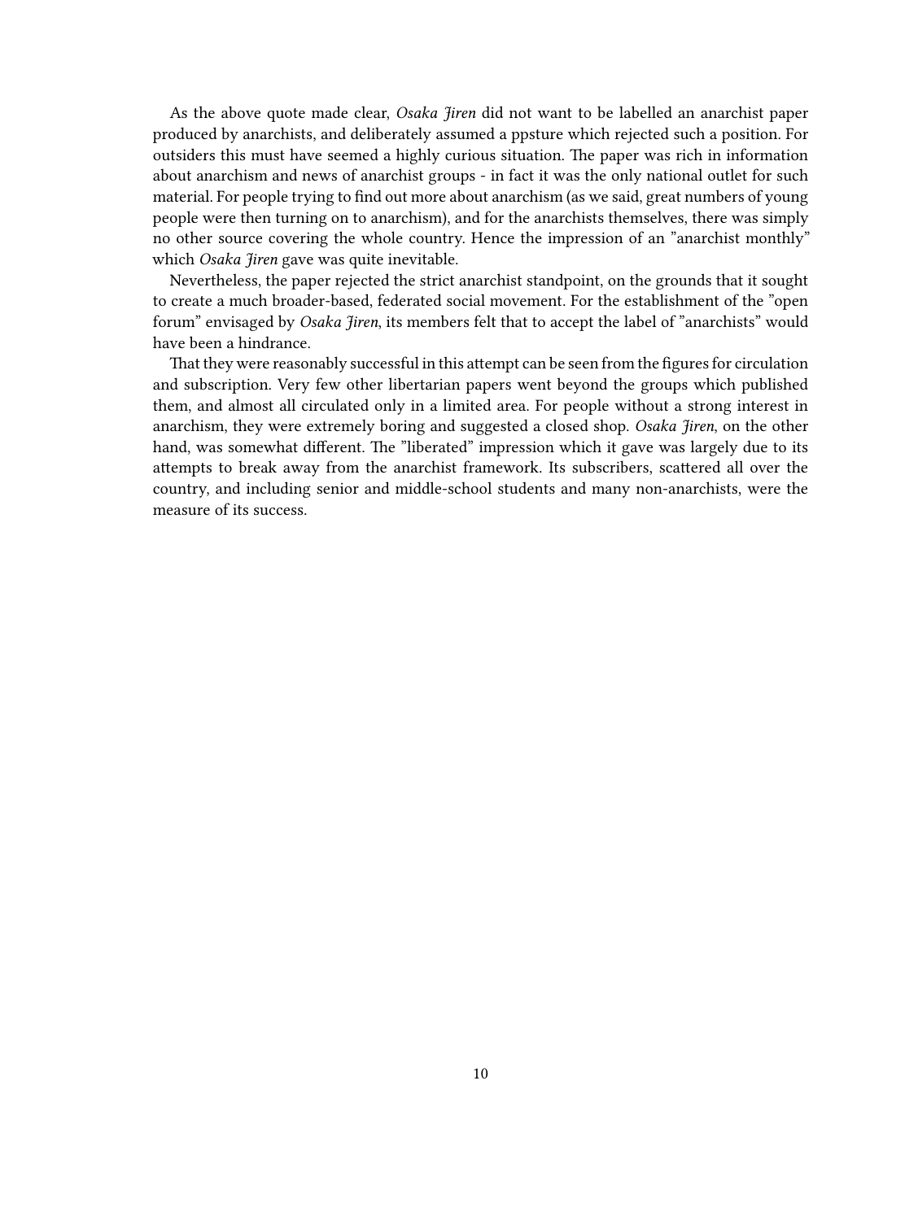As the above quote made clear, *Osaka Jiren* did not want to be labelled an anarchist paper produced by anarchists, and deliberately assumed a ppsture which rejected such a position. For outsiders this must have seemed a highly curious situation. The paper was rich in information about anarchism and news of anarchist groups - in fact it was the only national outlet for such material. For people trying to find out more about anarchism (as we said, great numbers of young people were then turning on to anarchism), and for the anarchists themselves, there was simply no other source covering the whole country. Hence the impression of an "anarchist monthly" which *Osaka Jiren* gave was quite inevitable.

Nevertheless, the paper rejected the strict anarchist standpoint, on the grounds that it sought to create a much broader-based, federated social movement. For the establishment of the "open forum" envisaged by *Osaka Jiren*, its members felt that to accept the label of "anarchists" would have been a hindrance.

That they were reasonably successful in this attempt can be seen from the figures for circulation and subscription. Very few other libertarian papers went beyond the groups which published them, and almost all circulated only in a limited area. For people without a strong interest in anarchism, they were extremely boring and suggested a closed shop. *Osaka Jiren*, on the other hand, was somewhat different. The "liberated" impression which it gave was largely due to its attempts to break away from the anarchist framework. Its subscribers, scattered all over the country, and including senior and middle-school students and many non-anarchists, were the measure of its success.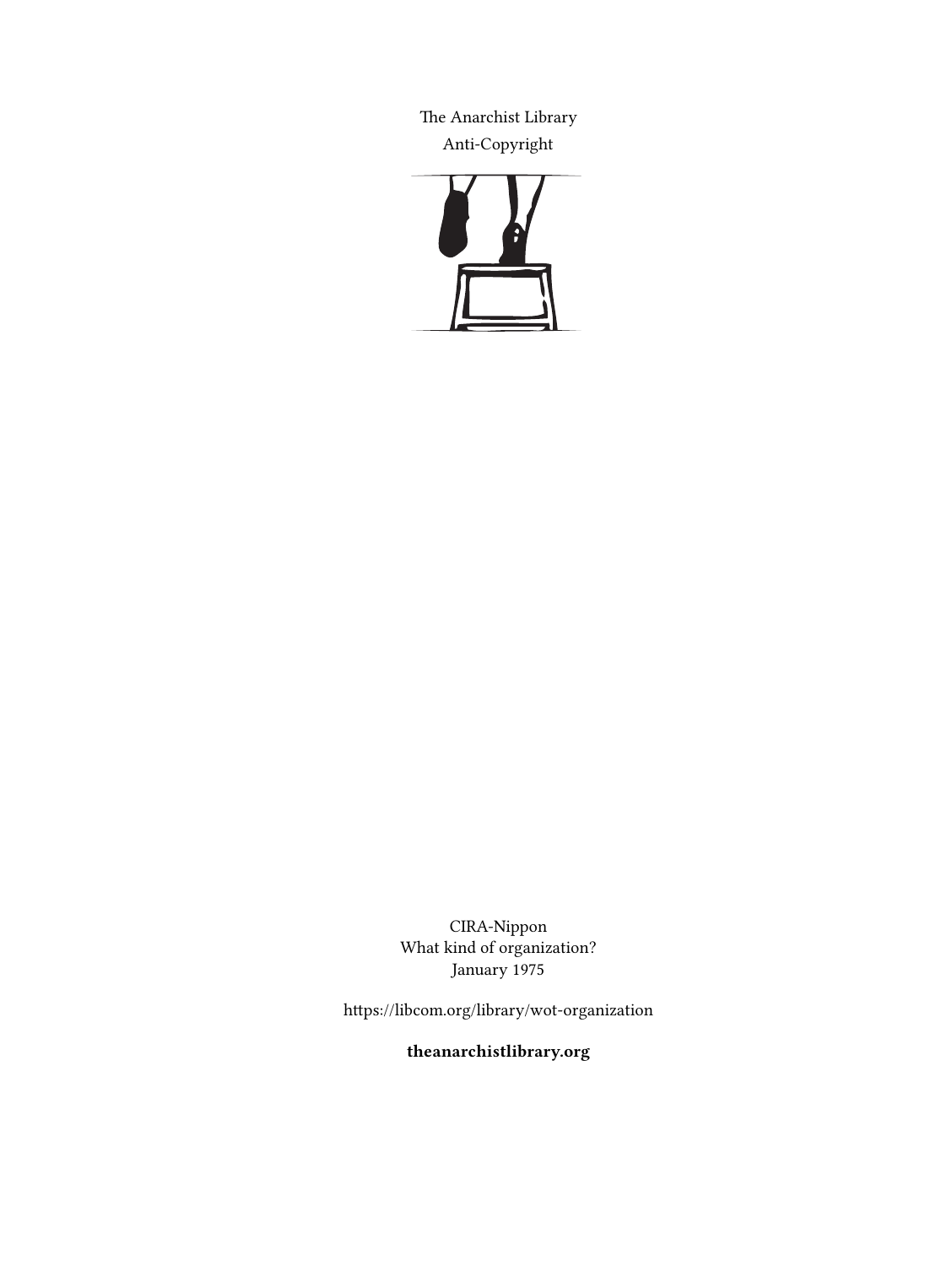The Anarchist Library
Anti-Copyright

CIRA-Nippon
What kind of organization?
January 1975

https://libcom.org/library/wot-organization

**theanarchistlibrary.org**